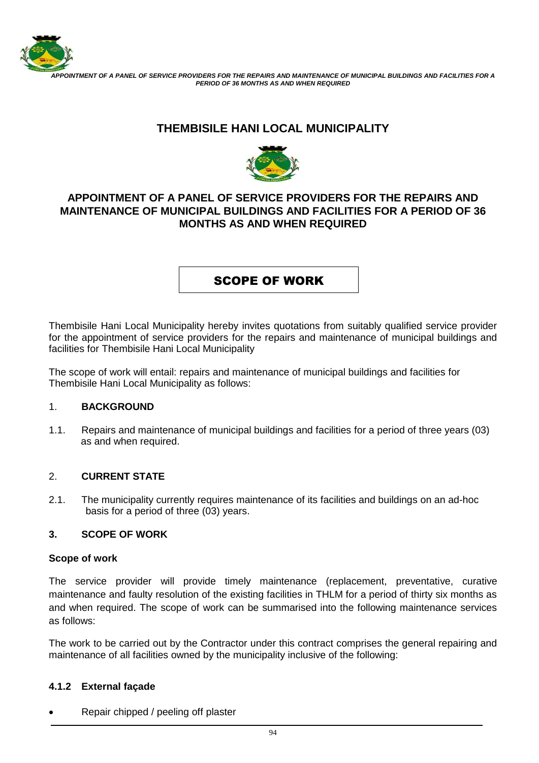# THEMBISILE HANI LOCAL MUNICIPALITY

## APPOINTMENT OF A PANEL OF SERVICE PROVIDERS FOR THE REPAIRS AND MAINTENANCE OF MUNICIPAL BUILDINGS AND FACILITIES FOR A PERIOD OF 36 MONTHS AS AND WHEN REQUIRED

## SCOPE OF WORK

Thembisile Hani Local Municipality hereby invites quotations from suitably qualified service provider for the appointment of service providers for the repairs and maintenance of municipal buildings and facilities for Thembisile Hani Local Municipality

The scope of work will entail: repairs and maintenance of municipal buildings and facilities for Thembisile Hani Local Municipality as follows:

### 1. BACKGROUND

1.1. Repairs and maintenance of municipal buildings and facilities for a period of three years (03) as and when required.

### 2. CURRENT STATE

2.1. The municipality currently requires maintenance of its facilities and buildings on an ad-hoc basis for a period of three (03) years.

### 3. SCOPE OF WORK

**Scope of work**

The service provider will provide timely maintenance (replacement, preventative, curative maintenance and faulty resolution of the existing facilities in THLM for a period of thirty six months as and when required. The scope of work can be summarised into the following maintenance services as follows:

The work to be carried out by the Contractor under this contract comprises the general repairing and maintenance of all facilities owned by the municipality inclusive of the following:

#### 4.1.2 External façade

- Repair chipped / peeling off plaster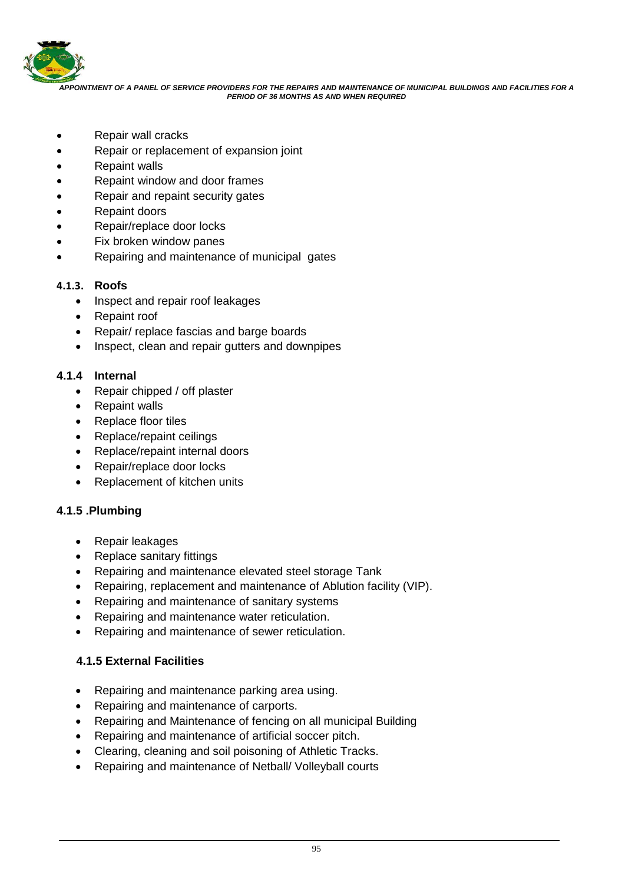- Repair wall cracks
- Repair or replacement of expansion joint
- Repaint walls
- Repaint window and door frames
- Repair and repaint security gates
- Repaint doors
- Repair/replace door locks
- Fix broken window panes
- Repairing and maintenance of municipal gates

#### 4.1.3. Roofs

- Inspect and repair roof leakages
- Repaint roof
- Repair/ replace fascias and barge boards
- Inspect, clean and repair gutters and downpipes

#### 4.1.4 Internal

- Repair chipped / off plaster
- Repaint walls
- Replace floor tiles
- Replace/repaint ceilings
- Replace/repaint internal doors
- Repair/replace door locks
- Replacement of kitchen units

#### 4.1.5 .Plumbing

- Repair leakages
- Replace sanitary fittings
- Repairing and maintenance elevated steel storage Tank
- Repairing, replacement and maintenance of Ablution facility (VIP).
- Repairing and maintenance of sanitary systems
- Repairing and maintenance water reticulation.
- Repairing and maintenance of sewer reticulation.

#### 4.1.5 External Facilities

- Repairing and maintenance parking area using.
- Repairing and maintenance of carports.
- Repairing and Maintenance of fencing on all municipal Building
- Repairing and maintenance of artificial soccer pitch.
- Clearing, cleaning and soil poisoning of Athletic Tracks.
- Repairing and maintenance of Netball/ Volleyball courts